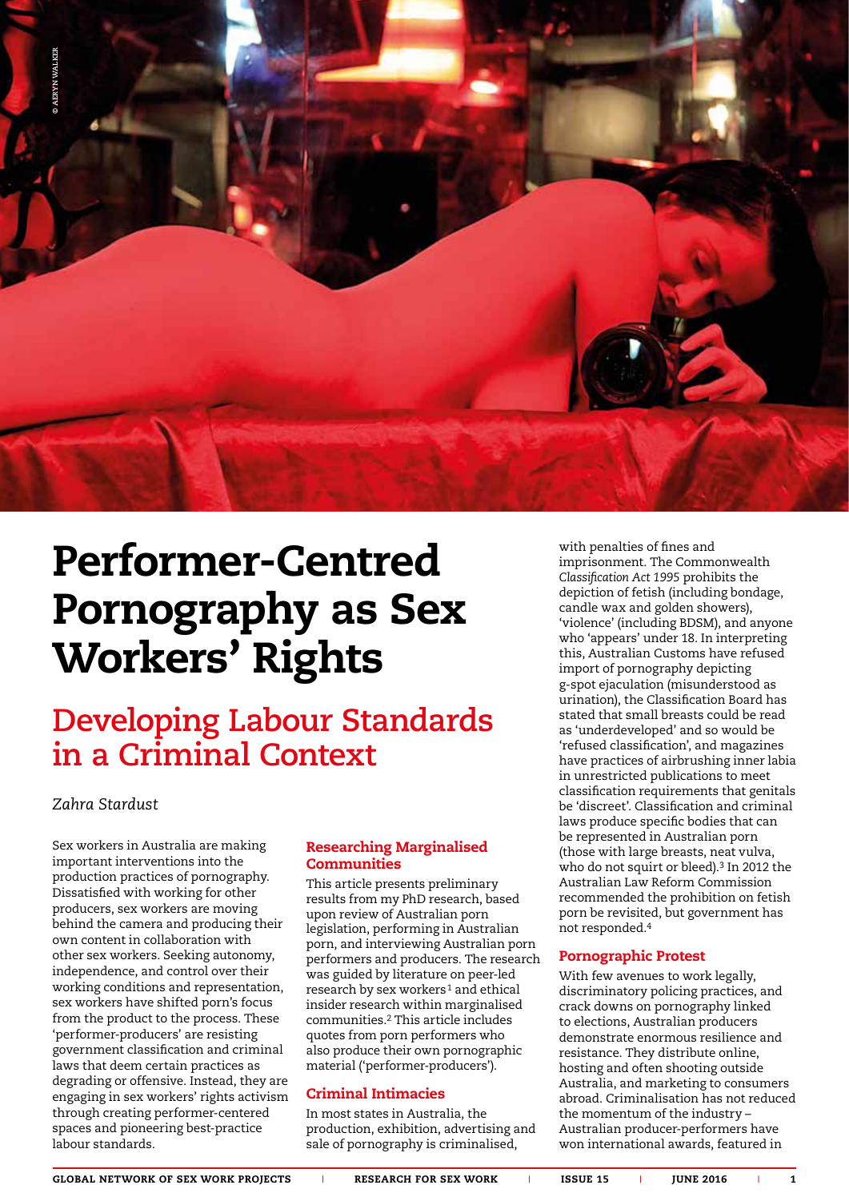# Performer-Centred Pornography as Sex Workers' Rights

## Developing Labour Standards in a Criminal Context

*Zahra Stardust*

Sex workers in Australia are making important interventions into the production practices of pornography. Dissatisfied with working for other producers, sex workers are moving behind the camera and producing their own content in collaboration with other sex workers. Seeking autonomy, independence, and control over their working conditions and representation, sex workers have shifted porn's focus from the product to the process. These 'performer-producers' are resisting government classification and criminal laws that deem certain practices as degrading or offensive. Instead, they are engaging in sex workers' rights activism through creating performer-centered spaces and pioneering best-practice labour standards.

### Researching Marginalised Communities

This article presents preliminary results from my PhD research, based upon review of Australian porn legislation, performing in Australian porn, and interviewing Australian porn performers and producers. The research was guided by literature on peer-led research by sex workers[1] and ethical insider research within marginalised communities.[2] This article includes quotes from porn performers who also produce their own pornographic material ('performer-producers').

### Criminal Intimacies

In most states in Australia, the production, exhibition, advertising and sale of pornography is criminalised, with penalties of fines and imprisonment. The Commonwealth *Classification Act 1995* prohibits the depiction of fetish (including bondage, candle wax and golden showers), 'violence' (including BDSM), and anyone who 'appears' under 18. In interpreting this, Australian Customs have refused import of pornography depicting g-spot ejaculation (misunderstood as urination), the Classification Board has stated that small breasts could be read as 'underdeveloped' and so would be 'refused classification', and magazines have practices of airbrushing inner labia in unrestricted publications to meet classification requirements that genitals be 'discreet'. Classification and criminal laws produce specific bodies that can be represented in Australian porn (those with large breasts, neat vulva, who do not squirt or bleed).[3] In 2012 the Australian Law Reform Commission recommended the prohibition on fetish porn be revisited, but government has not responded.[4]

### Pornographic Protest

With few avenues to work legally, discriminatory policing practices, and crack downs on pornography linked to elections, Australian producers demonstrate enormous resilience and resistance. They distribute online, hosting and often shooting outside Australia, and marketing to consumers abroad. Criminalisation has not reduced the momentum of the industry – Australian producer-performers have won international awards, featured in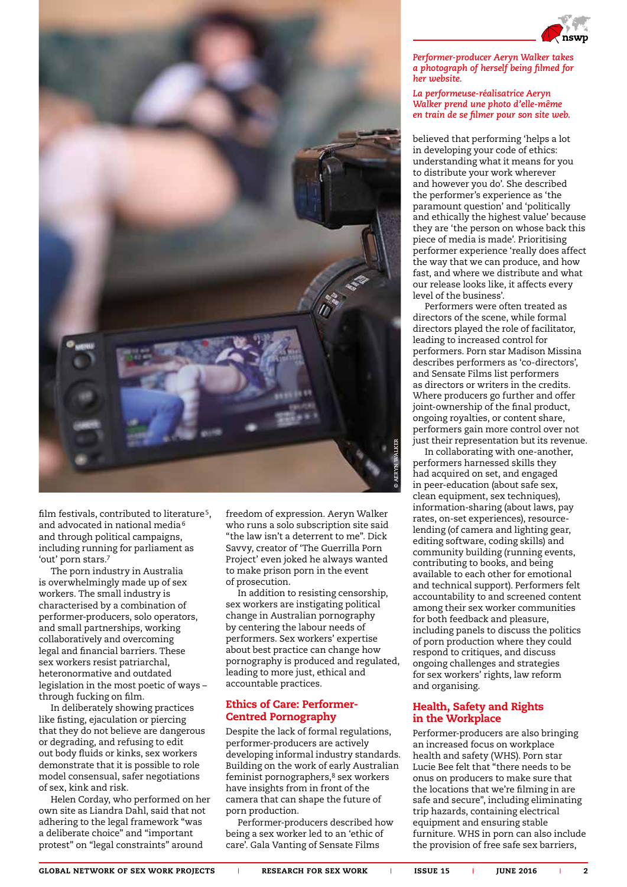*Performer-producer Aeryn Walker takes a photograph of herself being filmed for her website.*

*La performeuse-réalisatrice Aeryn Walker prend une photo d'elle-même en train de se filmer pour son site web.*

© AERYN WALKER

film festivals, contributed to literature[5], and advocated in national media[6] and through political campaigns, including running for parliament as 'out' porn stars.[7]

The porn industry in Australia is overwhelmingly made up of sex workers. The small industry is characterised by a combination of performer-producers, solo operators, and small partnerships, working collaboratively and overcoming legal and financial barriers. These sex workers resist patriarchal, heteronormative and outdated legislation in the most poetic of ways – through fucking on film.

In deliberately showing practices like fisting, ejaculation or piercing that they do not believe are dangerous or degrading, and refusing to edit out body fluids or kinks, sex workers demonstrate that it is possible to role model consensual, safer negotiations of sex, kink and risk.

Helen Corday, who performed on her own site as Liandra Dahl, said that not adhering to the legal framework "was a deliberate choice" and "important protest" on "legal constraints" around freedom of expression. Aeryn Walker who runs a solo subscription site said "the law isn't a deterrent to me". Dick Savvy, creator of 'The Guerrilla Porn Project' even joked he always wanted to make prison porn in the event of prosecution.

In addition to resisting censorship, sex workers are instigating political change in Australian pornography by centering the labour needs of performers. Sex workers' expertise about best practice can change how pornography is produced and regulated, leading to more just, ethical and accountable practices.

## Ethics of Care: Performer-Centred Pornography

Despite the lack of formal regulations, performer-producers are actively developing informal industry standards. Building on the work of early Australian feminist pornographers,[8] sex workers have insights from in front of the camera that can shape the future of porn production.

Performer-producers described how being a sex worker led to an 'ethic of care'. Gala Vanting of Sensate Films believed that performing 'helps a lot in developing your code of ethics: understanding what it means for you to distribute your work wherever and however you do'. She described the performer's experience as 'the paramount question' and 'politically and ethically the highest value' because they are 'the person on whose back this piece of media is made'. Prioritising performer experience 'really does affect the way that we can produce, and how fast, and where we distribute and what our release looks like, it affects every level of the business'.

Performers were often treated as directors of the scene, while formal directors played the role of facilitator, leading to increased control for performers. Porn star Madison Missina describes performers as 'co-directors', and Sensate Films list performers as directors or writers in the credits. Where producers go further and offer joint-ownership of the final product, ongoing royalties, or content share, performers gain more control over not just their representation but its revenue.

In collaborating with one-another, performers harnessed skills they had acquired on set, and engaged in peer-education (about safe sex, clean equipment, sex techniques), information-sharing (about laws, pay rates, on-set experiences), resource-lending (of camera and lighting gear, editing software, coding skills) and community building (running events, contributing to books, and being available to each other for emotional and technical support). Performers felt accountability to and screened content among their sex worker communities for both feedback and pleasure, including panels to discuss the politics of porn production where they could respond to critiques, and discuss ongoing challenges and strategies for sex workers' rights, law reform and organising.

## Health, Safety and Rights in the Workplace

Performer-producers are also bringing an increased focus on workplace health and safety (WHS). Porn star Lucie Bee felt that "there needs to be onus on producers to make sure that the locations that we're filming in are safe and secure", including eliminating trip hazards, containing electrical equipment and ensuring stable furniture. WHS in porn can also include the provision of free safe sex barriers,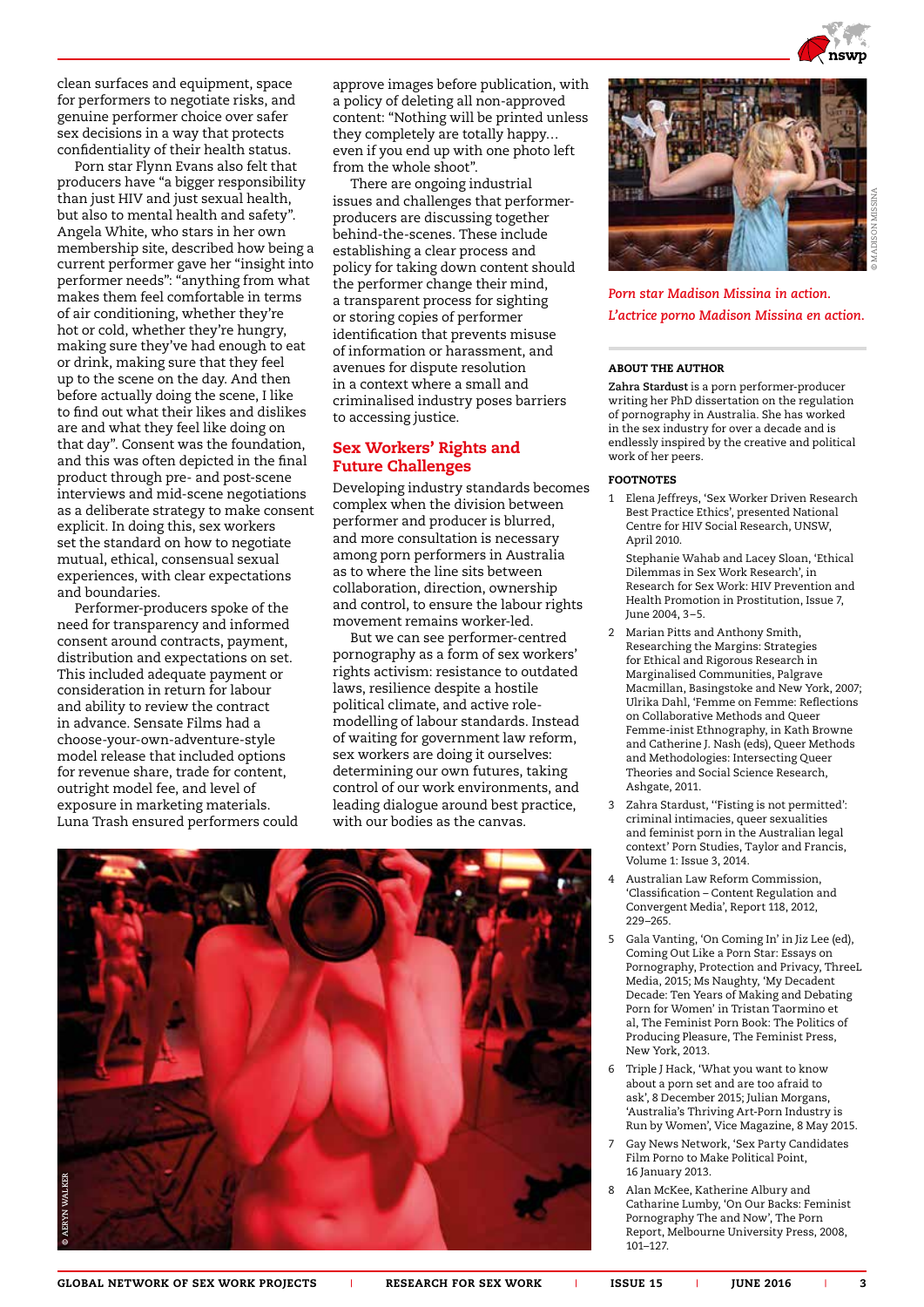clean surfaces and equipment, space for performers to negotiate risks, and genuine performer choice over safer sex decisions in a way that protects confidentiality of their health status.

Porn star Flynn Evans also felt that producers have "a bigger responsibility than just HIV and just sexual health, but also to mental health and safety". Angela White, who stars in her own membership site, described how being a current performer gave her "insight into performer needs": "anything from what makes them feel comfortable in terms of air conditioning, whether they're hot or cold, whether they're hungry, making sure they've had enough to eat or drink, making sure that they feel up to the scene on the day. And then before actually doing the scene, I like to find out what their likes and dislikes are and what they feel like doing on that day". Consent was the foundation, and this was often depicted in the final product through pre- and post-scene interviews and mid-scene negotiations as a deliberate strategy to make consent explicit. In doing this, sex workers set the standard on how to negotiate mutual, ethical, consensual sexual experiences, with clear expectations and boundaries.

Performer-producers spoke of the need for transparency and informed consent around contracts, payment, distribution and expectations on set. This included adequate payment or consideration in return for labour and ability to review the contract in advance. Sensate Films had a choose-your-own-adventure-style model release that included options for revenue share, trade for content, outright model fee, and level of exposure in marketing materials. Luna Trash ensured performers could approve images before publication, with a policy of deleting all non-approved content: "Nothing will be printed unless they completely are totally happy… even if you end up with one photo left from the whole shoot".

There are ongoing industrial issues and challenges that performer-producers are discussing together behind-the-scenes. These include establishing a clear process and policy for taking down content should the performer change their mind, a transparent process for sighting or storing copies of performer identification that prevents misuse of information or harassment, and avenues for dispute resolution in a context where a small and criminalised industry poses barriers to accessing justice.

## Sex Workers' Rights and Future Challenges

Developing industry standards becomes complex when the division between performer and producer is blurred, and more consultation is necessary among porn performers in Australia as to where the line sits between collaboration, direction, ownership and control, to ensure the labour rights movement remains worker-led.

But we can see performer-centred pornography as a form of sex workers' rights activism: resistance to outdated laws, resilience despite a hostile political climate, and active role-modelling of labour standards. Instead of waiting for government law reform, sex workers are doing it ourselves: determining our own futures, taking control of our work environments, and leading dialogue around best practice, with our bodies as the canvas.

© AERYN WALKER

© MADISON MISSINA

*Porn star Madison Missina in action.*
*L'actrice porno Madison Missina en action.*

### ABOUT THE AUTHOR

**Zahra Stardust** is a porn performer-producer writing her PhD dissertation on the regulation of pornography in Australia. She has worked in the sex industry for over a decade and is endlessly inspired by the creative and political work of her peers.

### FOOTNOTES

1. Elena Jeffreys, 'Sex Worker Driven Research Best Practice Ethics', presented National Centre for HIV Social Research, UNSW, April 2010.

   Stephanie Wahab and Lacey Sloan, 'Ethical Dilemmas in Sex Work Research', in Research for Sex Work: HIV Prevention and Health Promotion in Prostitution, Issue 7, June 2004, 3–5.
2. Marian Pitts and Anthony Smith, Researching the Margins: Strategies for Ethical and Rigorous Research in Marginalised Communities, Palgrave Macmillan, Basingstoke and New York, 2007; Ulrika Dahl, 'Femme on Femme: Reflections on Collaborative Methods and Queer Femme-inist Ethnography, in Kath Browne and Catherine J. Nash (eds), Queer Methods and Methodologies: Intersecting Queer Theories and Social Science Research, Ashgate, 2011.
3. Zahra Stardust, ''Fisting is not permitted': criminal intimacies, queer sexualities and feminist porn in the Australian legal context' Porn Studies, Taylor and Francis, Volume 1: Issue 3, 2014.
4. Australian Law Reform Commission, 'Classification – Content Regulation and Convergent Media', Report 118, 2012, 229–265.
5. Gala Vanting, 'On Coming In' in Jiz Lee (ed), Coming Out Like a Porn Star: Essays on Pornography, Protection and Privacy, ThreeL Media, 2015; Ms Naughty, 'My Decadent Decade: Ten Years of Making and Debating Porn for Women' in Tristan Taormino et al, The Feminist Porn Book: The Politics of Producing Pleasure, The Feminist Press, New York, 2013.
6. Triple J Hack, 'What you want to know about a porn set and are too afraid to ask', 8 December 2015; Julian Morgans, 'Australia's Thriving Art-Porn Industry is Run by Women', Vice Magazine, 8 May 2015.
7. Gay News Network, 'Sex Party Candidates Film Porno to Make Political Point, 16 January 2013.
8. Alan McKee, Katherine Albury and Catharine Lumby, 'On Our Backs: Feminist Pornography The and Now', The Porn Report, Melbourne University Press, 2008, 101–127.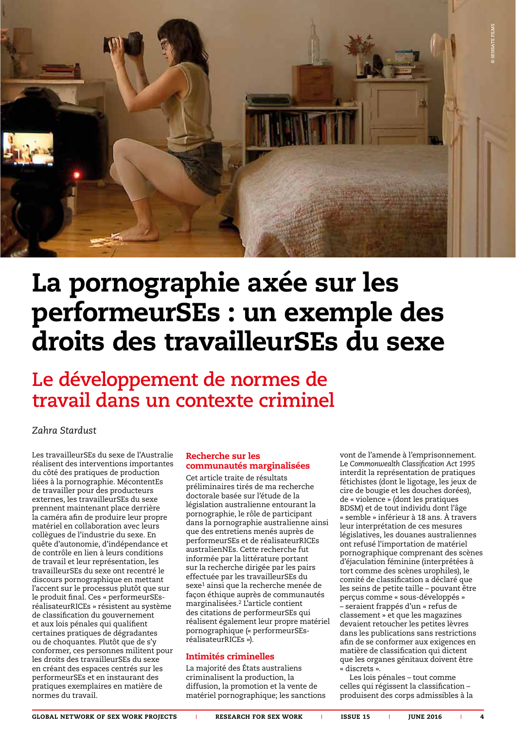# La pornographie axée sur les performeurSEs : un exemple des droits des travailleurSEs du sexe

## Le développement de normes de travail dans un contexte criminel

*Zahra Stardust*

Les travailleurSEs du sexe de l'Australie réalisent des interventions importantes du côté des pratiques de production liées à la pornographie. MécontentEs de travailler pour des producteurs externes, les travailleurSEs du sexe prennent maintenant place derrière la caméra afin de produire leur propre matériel en collaboration avec leurs collègues de l'industrie du sexe. En quête d'autonomie, d'indépendance et de contrôle en lien à leurs conditions de travail et leur représentation, les travailleurSEs du sexe ont recentré le discours pornographique en mettant l'accent sur le processus plutôt que sur le produit final. Ces « performeurSEs-réalisateurRICEs » résistent au système de classification du gouvernement et aux lois pénales qui qualifient certaines pratiques de dégradantes ou de choquantes. Plutôt que de s'y conformer, ces personnes militent pour les droits des travailleurSEs du sexe en créant des espaces centrés sur les performeurSEs et en instaurant des pratiques exemplaires en matière de normes du travail.

### Recherche sur les communautés marginalisées

Cet article traite de résultats préliminaires tirés de ma recherche doctorale basée sur l'étude de la législation australienne entourant la pornographie, le rôle de participant dans la pornographie australienne ainsi que des entretiens menés auprès de performeurSEs et de réalisateurRICEs australienNEs. Cette recherche fut informée par la littérature portant sur la recherche dirigée par les pairs effectuée par les travailleurSEs du sexe[1] ainsi que la recherche menée de façon éthique auprès de communautés marginalisées.[2] L'article contient des citations de performeurSEs qui réalisent également leur propre matériel pornographique (« performeurSEs-réalisateurRICEs »).

### Intimités criminelles

La majorité des États australiens criminalisent la production, la diffusion, la promotion et la vente de matériel pornographique; les sanctions vont de l'amende à l'emprisonnement. Le *Commonwealth Classification Act 1995* interdit la représentation de pratiques fétichistes (dont le ligotage, les jeux de cire de bougie et les douches dorées), de « violence » (dont les pratiques BDSM) et de tout individu dont l'âge « semble » inférieur à 18 ans. À travers leur interprétation de ces mesures législatives, les douanes australiennes ont refusé l'importation de matériel pornographique comprenant des scènes d'éjaculation féminine (interprétées à tort comme des scènes urophiles), le comité de classification a déclaré que les seins de petite taille – pouvant être perçus comme « sous-développés » – seraient frappés d'un « refus de classement » et que les magazines devaient retoucher les petites lèvres dans les publications sans restrictions afin de se conformer aux exigences en matière de classification qui dictent que les organes génitaux doivent être « discrets ».

Les lois pénales – tout comme celles qui régissent la classification – produisent des corps admissibles à la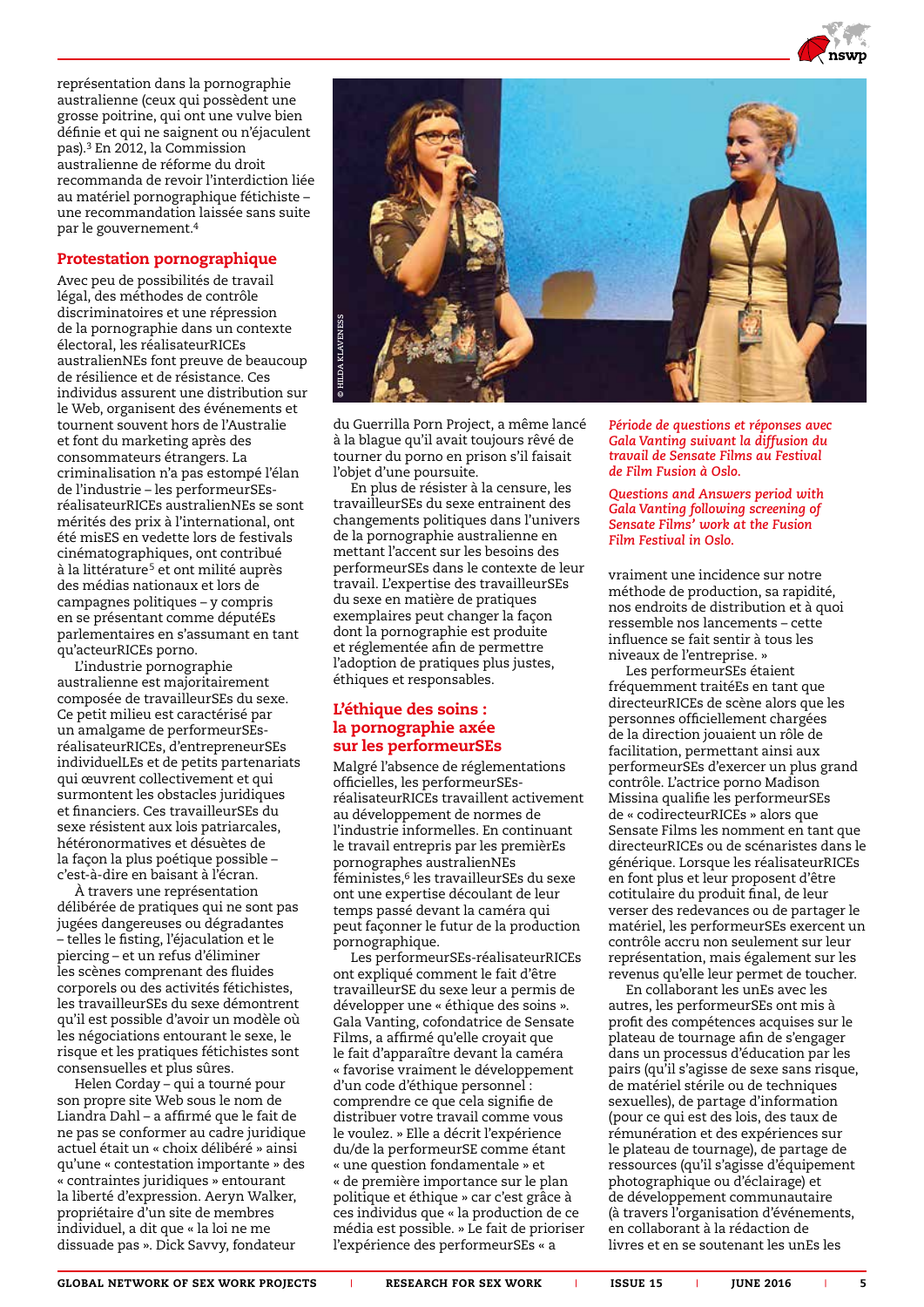représentation dans la pornographie australienne (ceux qui possèdent une grosse poitrine, qui ont une vulve bien définie et qui ne saignent ou n'éjaculent pas).[3] En 2012, la Commission australienne de réforme du droit recommanda de revoir l'interdiction liée au matériel pornographique fétichiste – une recommandation laissée sans suite par le gouvernement.[4]

## Protestation pornographique

Avec peu de possibilités de travail légal, des méthodes de contrôle discriminatoires et une répression de la pornographie dans un contexte électoral, les réalisateurRICEs australienNEs font preuve de beaucoup de résilience et de résistance. Ces individus assurent une distribution sur le Web, organisent des événements et tournent souvent hors de l'Australie et font du marketing après des consommateurs étrangers. La criminalisation n'a pas estompé l'élan de l'industrie – les performeurSEs-réalisateurRICEs australienNEs se sont mérités des prix à l'international, ont été misES en vedette lors de festivals cinématographiques, ont contribué à la littérature[5] et ont milité auprès des médias nationaux et lors de campagnes politiques – y compris en se présentant comme députéEs parlementaires en s'assumant en tant qu'acteurRICEs porno.

L'industrie pornographique australienne est majoritairement composée de travailleurSEs du sexe. Ce petit milieu est caractérisé par un amalgame de performeurSEs-réalisateurRICEs, d'entrepreneurSEs individuelLEs et de petits partenariats qui œuvrent collectivement et qui surmontent les obstacles juridiques et financiers. Ces travailleurSEs du sexe résistent aux lois patriarcales, hétéronormatives et désuètes de la façon la plus poétique possible – c'est-à-dire en baisant à l'écran.

À travers une représentation délibérée de pratiques qui ne sont pas jugées dangereuses ou dégradantes – telles le fisting, l'éjaculation et le piercing – et un refus d'éliminer les scènes comprenant des fluides corporels ou des activités fétichistes, les travailleurSEs du sexe démontrent qu'il est possible d'avoir un modèle où les négociations entourant le sexe, le risque et les pratiques fétichistes sont consensuelles et plus sûres.

Helen Corday – qui a tourné pour son propre site Web sous le nom de Liandra Dahl – a affirmé que le fait de ne pas se conformer au cadre juridique actuel était un « choix délibéré » ainsi qu'une « contestation importante » des « contraintes juridiques » entourant la liberté d'expression. Aeryn Walker, propriétaire d'un site de membres individuel, a dit que « la loi ne me dissuade pas ». Dick Savvy, fondateur du Guerrilla Porn Project, a même lancé à la blague qu'il avait toujours rêvé de tourner du porno en prison s'il faisait l'objet d'une poursuite.

En plus de résister à la censure, les travailleurSEs du sexe entraînent des changements politiques dans l'univers de la pornographie australienne en mettant l'accent sur les besoins des performeurSEs dans le contexte de leur travail. L'expertise des travailleurSEs du sexe en matière de pratiques exemplaires peut changer la façon dont la pornographie est produite et réglementée afin de permettre l'adoption de pratiques plus justes, éthiques et responsables.

## L'éthique des soins : la pornographie axée sur les performeurSEs

Malgré l'absence de réglementations officielles, les performeurSEs-réalisateurRICEs travaillent activement au développement de normes de l'industrie informelles. En continuant le travail entrepris par les premièrEs pornographes australienNEs féministes,[6] les travailleurSEs du sexe ont une expertise découlant de leur temps passé devant la caméra qui peut façonner le futur de la production pornographique.

Les performeurSEs-réalisateurRICEs ont expliqué comment le fait d'être travailleurSE du sexe leur a permis de développer une « éthique des soins ». Gala Vanting, cofondatrice de Sensate Films, a affirmé qu'elle croyait que le fait d'apparaître devant la caméra « favorise vraiment le développement d'un code d'éthique personnel : comprendre ce que cela signifie de distribuer votre travail comme vous le voulez. » Elle a décrit l'expérience du/de la performeurSE comme étant « une question fondamentale » et « de première importance sur le plan politique et éthique » car c'est grâce à ces individus que « la production de ce média est possible. » Le fait de prioriser l'expérience des performeurSEs « a vraiment une incidence sur notre méthode de production, sa rapidité, nos endroits de distribution et à quoi ressemble nos lancements – cette influence se fait sentir à tous les niveaux de l'entreprise. »

*Période de questions et réponses avec Gala Vanting suivant la diffusion du travail de Sensate Films au Festival de Film Fusion à Oslo.*

*Questions and Answers period with Gala Vanting following screening of Sensate Films' work at the Fusion Film Festival in Oslo.*

Les performeurSEs étaient fréquemment traitéEs en tant que directeurRICEs de scène alors que les personnes officiellement chargées de la direction jouaient un rôle de facilitation, permettant ainsi aux performeurSEs d'exercer un plus grand contrôle. L'actrice porno Madison Missina qualifie les performeurSEs de « codirecteurRICEs » alors que Sensate Films les nomment en tant que directeurRICEs ou de scénaristes dans le générique. Lorsque les réalisateurRICEs en font plus et leur proposent d'être cotitulaire du produit final, de leur verser des redevances ou de partager le matériel, les performeurSEs exercent un contrôle accru non seulement sur leur représentation, mais également sur les revenus qu'elle leur permet de toucher.

En collaborant les unEs avec les autres, les performeurSEs ont mis à profit des compétences acquises sur le plateau de tournage afin de s'engager dans un processus d'éducation par les pairs (qu'il s'agisse de sexe sans risque, de matériel stérile ou de techniques sexuelles), de partage d'information (pour ce qui est des lois, des taux de rémunération et des expériences sur le plateau de tournage), de partage de ressources (qu'il s'agisse d'équipement photographique ou d'éclairage) et de développement communautaire (à travers l'organisation d'événements, en collaborant à la rédaction de livres et en se soutenant les unEs les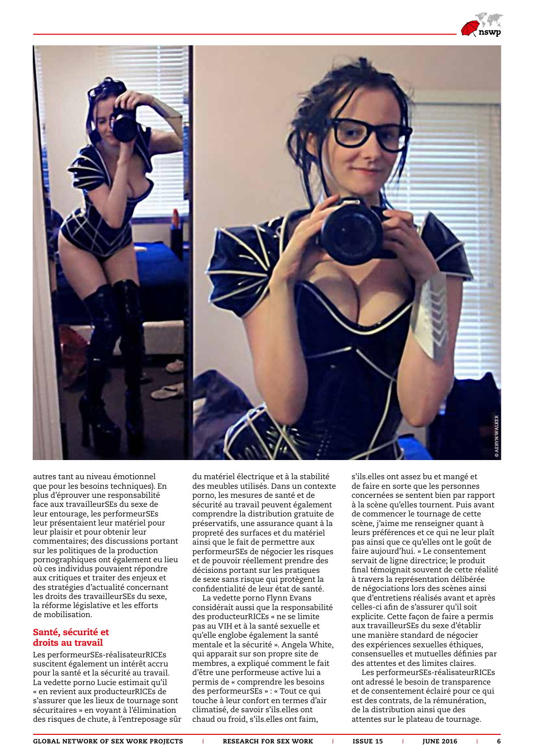autres tant au niveau émotionnel que pour les besoins techniques). En plus d'éprouver une responsabilité face aux travailleurSEs du sexe de leur entourage, les performeurSEs leur présentaient leur matériel pour leur plaisir et pour obtenir leur commentaires; des discussions portant sur les politiques de la production pornographiques ont également eu lieu où ces individus pouvaient répondre aux critiques et traiter des enjeux et des stratégies d'actualité concernant les droits des travailleurSEs du sexe, la réforme législative et les efforts de mobilisation.

## Santé, sécurité et droits au travail

Les performeurSEs-réalisateurRICEs suscitent également un intérêt accru pour la santé et la sécurité au travail. La vedette porno Lucie estimait qu'il « en revient aux producteurRICEs de s'assurer que les lieux de tournage sont sécuritaires » en voyant à l'élimination des risques de chute, à l'entreposage sûr du matériel électrique et à la stabilité des meubles utilisés. Dans un contexte porno, les mesures de santé et de sécurité au travail peuvent également comprendre la distribution gratuite de préservatifs, une assurance quant à la propreté des surfaces et du matériel ainsi que le fait de permettre aux performeurSEs de négocier les risques et de pouvoir réellement prendre des décisions portant sur les pratiques de sexe sans risque qui protègent la confidentialité de leur état de santé.

La vedette porno Flynn Evans considérait aussi que la responsabilité des producteurRICEs « ne se limite pas au VIH et à la santé sexuelle et qu'elle englobe également la santé mentale et la sécurité ». Angela White, qui apparait sur son propre site de membres, a expliqué comment le fait d'être une performeuse active lui a permis de « comprendre les besoins des performeurSEs » : « Tout ce qui touche à leur confort en termes d'air climatisé, de savoir s'ils.elles ont chaud ou froid, s'ils.elles ont faim, s'ils.elles ont assez bu et mangé et de faire en sorte que les personnes concernées se sentent bien par rapport à la scène qu'elles tournent. Puis avant de commencer le tournage de cette scène, j'aime me renseigner quant à leurs préférences et ce qui ne leur plaît pas ainsi que ce qu'elles ont le goût de faire aujourd'hui. » Le consentement servait de ligne directrice; le produit final témoignait souvent de cette réalité à travers la représentation délibérée de négociations lors des scènes ainsi que d'entretiens réalisés avant et après celles-ci afin de s'assurer qu'il soit explicite. Cette façon de faire a permis aux travailleurSEs du sexe d'établir une manière standard de négocier des expériences sexuelles éthiques, consensuelles et mutuelles définies par des attentes et des limites claires.

Les performeurSEs-réalisateurRICEs ont adressé le besoin de transparence et de consentement éclairé pour ce qui est des contrats, de la rémunération, de la distribution ainsi que des attentes sur le plateau de tournage.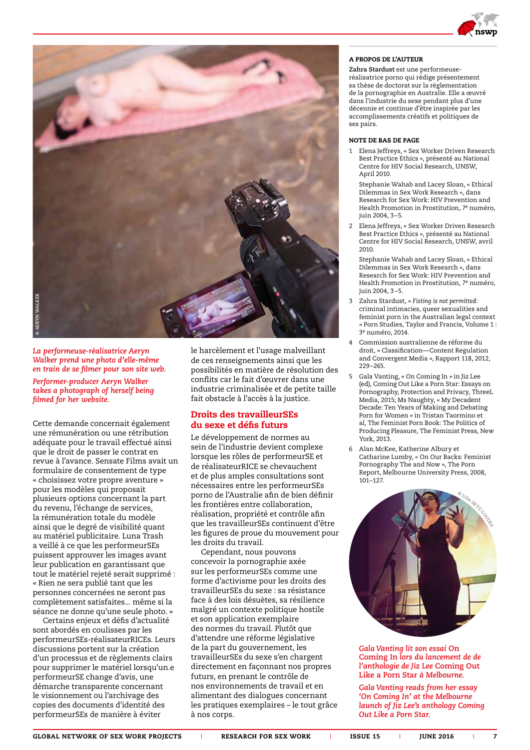*La performeuse-réalisatrice Aeryn Walker prend une photo d'elle-même en train de se filmer pour son site web.*

*Performer-producer Aeryn Walker takes a photograph of herself being filmed for her website.*

Cette demande concernait également une rémunération ou une rétribution adéquate pour le travail effectué ainsi que le droit de passer le contrat en revue à l'avance. Sensate Films avait un formulaire de consentement de type « choisissez votre propre aventure » pour les modèles qui proposait plusieurs options concernant la part du revenu, l'échange de services, la rémunération totale du modèle ainsi que le degré de visibilité quant au matériel publicitaire. Luna Trash a veillé à ce que les performeurSEs puissent approuver les images avant leur publication en garantissant que tout le matériel rejeté serait supprimé : « Rien ne sera publié tant que les personnes concernées ne seront pas complètement satisfaites... même si la séance ne donne qu'une seule photo. »

Certains enjeux et défis d'actualité sont abordés en coulisses par les performeurSEs-réalisateurRICEs. Leurs discussions portent sur la création d'un processus et de règlements clairs pour supprimer le matériel lorsqu'un.e performeurSE change d'avis, une démarche transparente concernant le visionnement ou l'archivage des copies des documents d'identité des performeurSEs de manière à éviter le harcèlement et l'usage malveillant de ces renseignements ainsi que les possibilités en matière de résolution des conflits car le fait d'œuvrer dans une industrie criminalisée et de petite taille fait obstacle à l'accès à la justice.

## Droits des travailleurSEs du sexe et défis futurs

Le développement de normes au sein de l'industrie devient complexe lorsque les rôles de performeurSE et de réalisateurRICE se chevauchent et de plus amples consultations sont nécessaires entre les performeurSEs porno de l'Australie afin de bien définir les frontières entre collaboration, réalisation, propriété et contrôle afin que les travailleurSEs continuent d'être les figures de proue du mouvement pour les droits du travail.

Cependant, nous pouvons concevoir la pornographie axée sur les performeurSEs comme une forme d'activisme pour les droits des travailleurSEs du sexe : sa résistance face à des lois désuètes, sa résilience malgré un contexte politique hostile et son application exemplaire des normes du travail. Plutôt que d'attendre une réforme législative de la part du gouvernement, les travailleurSEs du sexe s'en chargent directement en façonnant nos propres futurs, en prenant le contrôle de nos environnements de travail et en alimentant des dialogues concernant les pratiques exemplaires – le tout grâce à nos corps.

### A PROPOS DE L'AUTEUR

**Zahra Stardust** est une performeuse-réalisatrice porno qui rédige présentement sa thèse de doctorat sur la réglementation de la pornographie en Australie. Elle a œuvré dans l'industrie du sexe pendant plus d'une décennie et continue d'être inspirée par les accomplissements créatifs et politiques de ses pairs.

### NOTE DE BAS DE PAGE

1. Elena Jeffreys, « Sex Worker Driven Research Best Practice Ethics », présenté au National Centre for HIV Social Research, UNSW, April 2010.

   Stephanie Wahab and Lacey Sloan, « Ethical Dilemmas in Sex Work Research », dans Research for Sex Work: HIV Prevention and Health Promotion in Prostitution, 7e numéro, juin 2004, 3–5.
2. Elena Jeffreys, « Sex Worker Driven Research Best Practice Ethics », présenté au National Centre for HIV Social Research, UNSW, avril 2010.

   Stephanie Wahab and Lacey Sloan, « Ethical Dilemmas in Sex Work Research », dans Research for Sex Work: HIV Prevention and Health Promotion in Prostitution, 7e numéro, juin 2004, 3–5.
3. Zahra Stardust, « *Fisting is not permitted*: criminal intimacies, queer sexualities and feminist porn in the Australian legal context » Porn Studies, Taylor and Francis, Volume 1 : 3e numéro, 2014.
4. Commission australienne de réforme du droit, « Classification—Content Regulation and Convergent Media », Rapport 118, 2012, 229–265.
5. Gala Vanting, « On Coming In » in Jiz Lee (ed), Coming Out Like a Porn Star: Essays on Pornography, Protection and Privacy, ThreeL Media, 2015; Ms Naughty, « My Decadent Decade: Ten Years of Making and Debating Porn for Women » in Tristan Taormino et al, The Feminist Porn Book: The Politics of Producing Pleasure, The Feminist Press, New York, 2013.
6. Alan McKee, Katherine Albury et Catharine Lumby, « On Our Backs: Feminist Pornography The and Now », The Porn Report, Melbourne University Press, 2008, 101–127.

*Gala Vanting lit son essai On Coming In lors du lancement de de l'anthologie de Jiz Lee Coming Out Like a Porn Star à Melbourne.*

*Gala Vanting reads from her essay 'On Coming In' at the Melbourne launch of Jiz Lee's anthology Coming Out Like a Porn Star.*